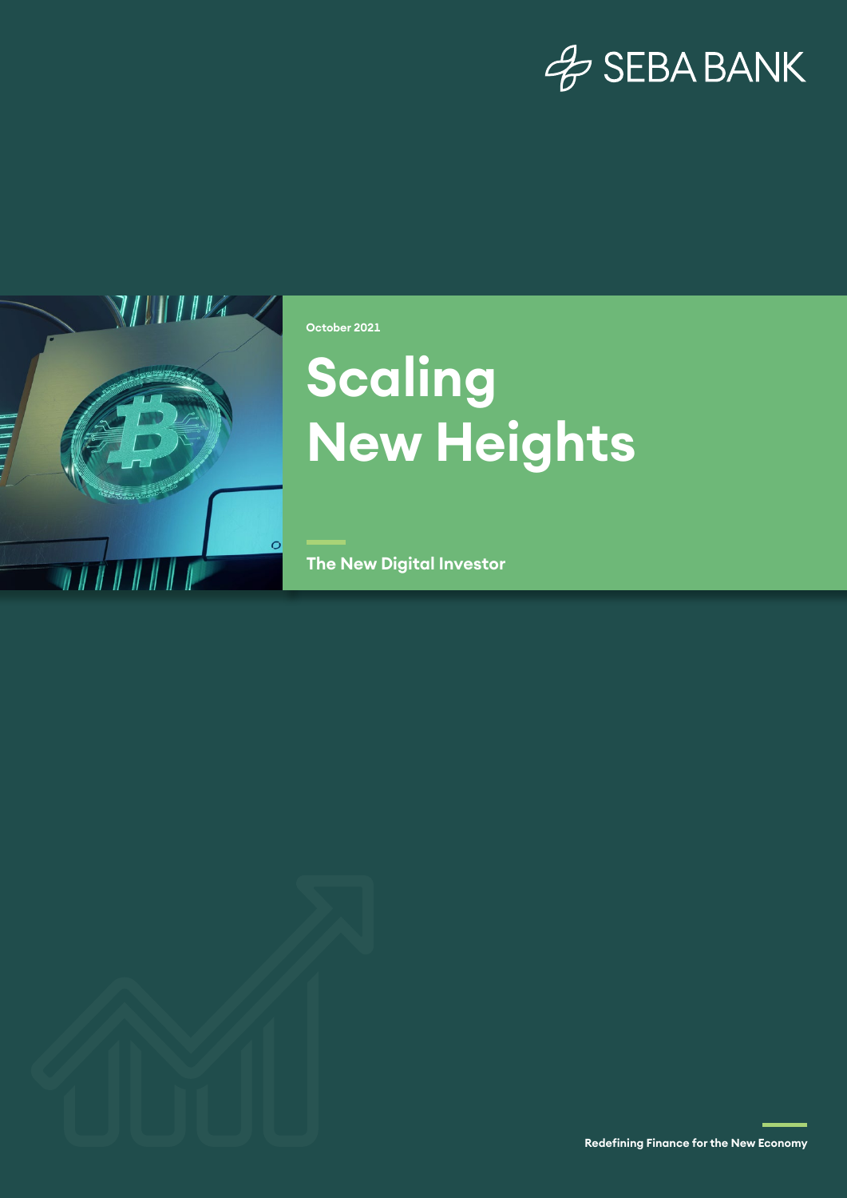SEBA BANK

October 2021

# Scaling New Heights

## The New Digital Investor

Redefining Finance for the New Economy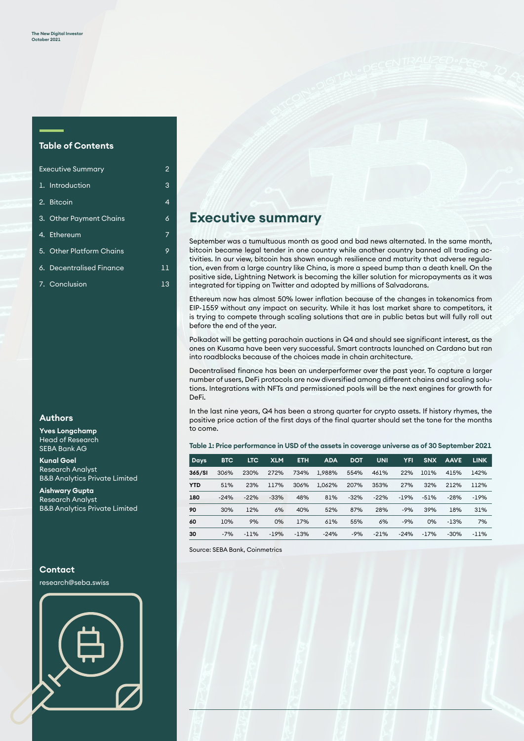## Table of Contents

| | |
|---|---|
| Executive Summary | 2 |
| 1. Introduction | 3 |
| 2. Bitcoin | 4 |
| 3. Other Payment Chains | 6 |
| 4. Ethereum | 7 |
| 5. Other Platform Chains | 9 |
| 6. Decentralised Finance | 11 |
| 7. Conclusion | 13 |

## Authors

**Yves Longchamp**
Head of Research
SEBA Bank AG

**Kunal Goel**
Research Analyst
B&B Analytics Private Limited

**Aishwary Gupta**
Research Analyst
B&B Analytics Private Limited

## Contact

research@seba.swiss

# Executive summary

September was a tumultuous month as good and bad news alternated. In the same month, bitcoin became legal tender in one country while another country banned all trading activities. In our view, bitcoin has shown enough resilience and maturity that adverse regulation, even from a large country like China, is more a speed bump than a death knell. On the positive side, Lightning Network is becoming the killer solution for micropayments as it was integrated for tipping on Twitter and adopted by millions of Salvadorans.

Ethereum now has almost 50% lower inflation because of the changes in tokenomics from EIP-1559 without any impact on security. While it has lost market share to competitors, it is trying to compete through scaling solutions that are in public betas but will fully roll out before the end of the year.

Polkadot will be getting parachain auctions in Q4 and should see significant interest, as the ones on Kusama have been very successful. Smart contracts launched on Cardano but ran into roadblocks because of the choices made in chain architecture.

Decentralised finance has been an underperformer over the past year. To capture a larger number of users, DeFi protocols are now diversified among different chains and scaling solutions. Integrations with NFTs and permissioned pools will be the next engines for growth for DeFi.

In the last nine years, Q4 has been a strong quarter for crypto assets. If history rhymes, the positive price action of the first days of the final quarter should set the tone for the months to come.

**Table 1: Price performance in USD of the assets in coverage universe as of 30 September 2021**

| Days | BTC | LTC | XLM | ETH | ADA | DOT | UNI | YFI | SNX | AAVE | LINK |
|---|---|---|---|---|---|---|---|---|---|---|---|
| 365/SI | 306% | 230% | 272% | 734% | 1,988% | 554% | 461% | 22% | 101% | 415% | 142% |
| YTD | 51% | 23% | 117% | 306% | 1,062% | 207% | 353% | 27% | 32% | 212% | 112% |
| 180 | -24% | -22% | -33% | 48% | 81% | -32% | -22% | -19% | -51% | -28% | -19% |
| 90 | 30% | 12% | 6% | 40% | 52% | 87% | 28% | -9% | 39% | 18% | 31% |
| 60 | 10% | 9% | 0% | 17% | 61% | 55% | 6% | -9% | 0% | -13% | 7% |
| 30 | -7% | -11% | -19% | -13% | -24% | -9% | -21% | -24% | -17% | -30% | -11% |

Source: SEBA Bank, Coinmetrics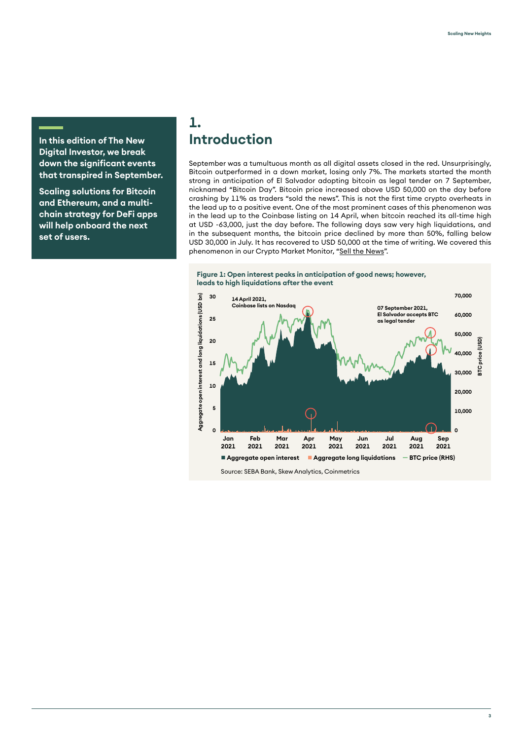In this edition of The New Digital Investor, we break down the significant events that transpired in September.

Scaling solutions for Bitcoin and Ethereum, and a multi-chain strategy for DeFi apps will help onboard the next set of users.

# 1. Introduction

September was a tumultuous month as all digital assets closed in the red. Unsurprisingly, Bitcoin outperformed in a down market, losing only 7%. The markets started the month strong in anticipation of El Salvador adopting bitcoin as legal tender on 7 September, nicknamed "Bitcoin Day". Bitcoin price increased above USD 50,000 on the day before crashing by 11% as traders "sold the news". This is not the first time crypto overheats in the lead up to a positive event. One of the most prominent cases of this phenomenon was in the lead up to the Coinbase listing on 14 April, when bitcoin reached its all-time high at USD ~63,000, just the day before. The following days saw very high liquidations, and in the subsequent months, the bitcoin price declined by more than 50%, falling below USD 30,000 in July. It has recovered to USD 50,000 at the time of writing. We covered this phenomenon in our Crypto Market Monitor, "Sell the News".

**Figure 1: Open interest peaks in anticipation of good news; however, leads to high liquidations after the event**

Source: SEBA Bank, Skew Analytics, Coinmetrics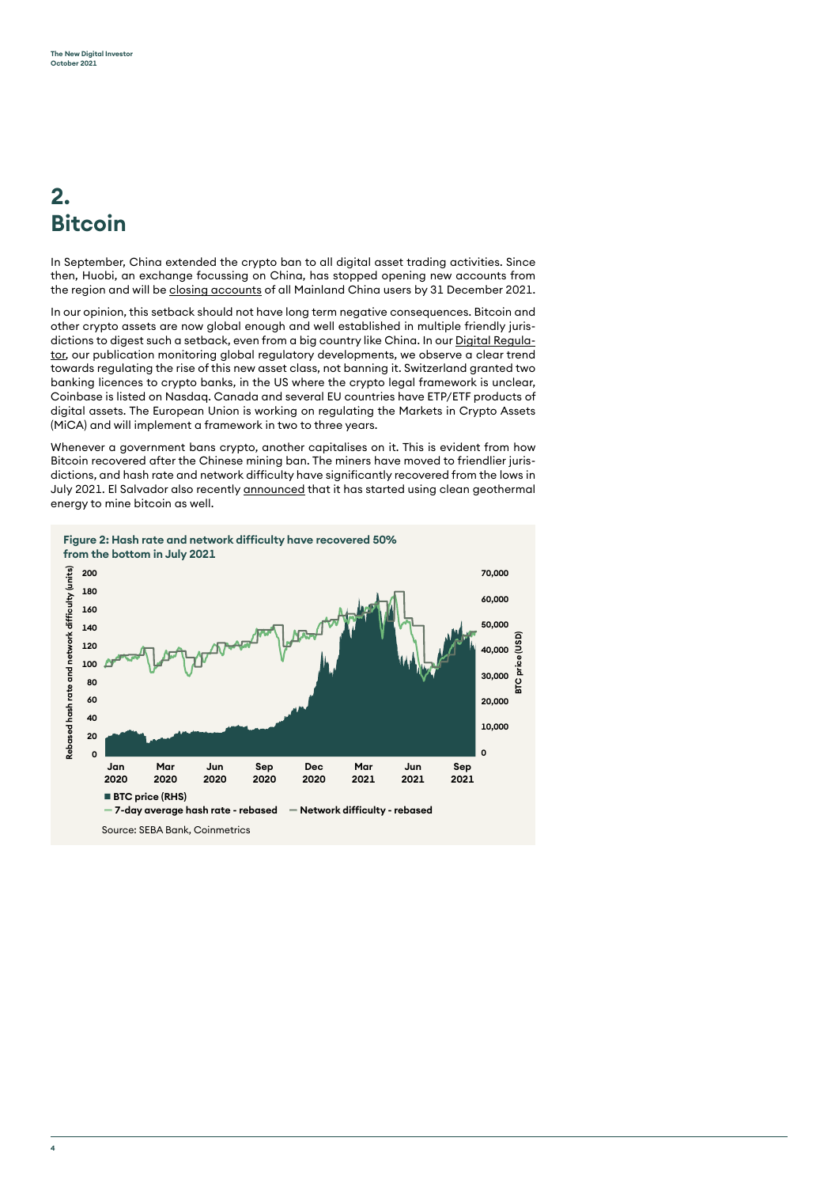## 2. Bitcoin

In September, China extended the crypto ban to all digital asset trading activities. Since then, Huobi, an exchange focussing on China, has stopped opening new accounts from the region and will be closing accounts of all Mainland China users by 31 December 2021.

In our opinion, this setback should not have long term negative consequences. Bitcoin and other crypto assets are now global enough and well established in multiple friendly jurisdictions to digest such a setback, even from a big country like China. In our Digital Regulator, our publication monitoring global regulatory developments, we observe a clear trend towards regulating the rise of this new asset class, not banning it. Switzerland granted two banking licences to crypto banks, in the US where the crypto legal framework is unclear, Coinbase is listed on Nasdaq. Canada and several EU countries have ETP/ETF products of digital assets. The European Union is working on regulating the Markets in Crypto Assets (MiCA) and will implement a framework in two to three years.

Whenever a government bans crypto, another capitalises on it. This is evident from how Bitcoin recovered after the Chinese mining ban. The miners have moved to friendlier jurisdictions, and hash rate and network difficulty have significantly recovered from the lows in July 2021. El Salvador also recently announced that it has started using clean geothermal energy to mine bitcoin as well.

**Figure 2: Hash rate and network difficulty have recovered 50% from the bottom in July 2021**

Source: SEBA Bank, Coinmetrics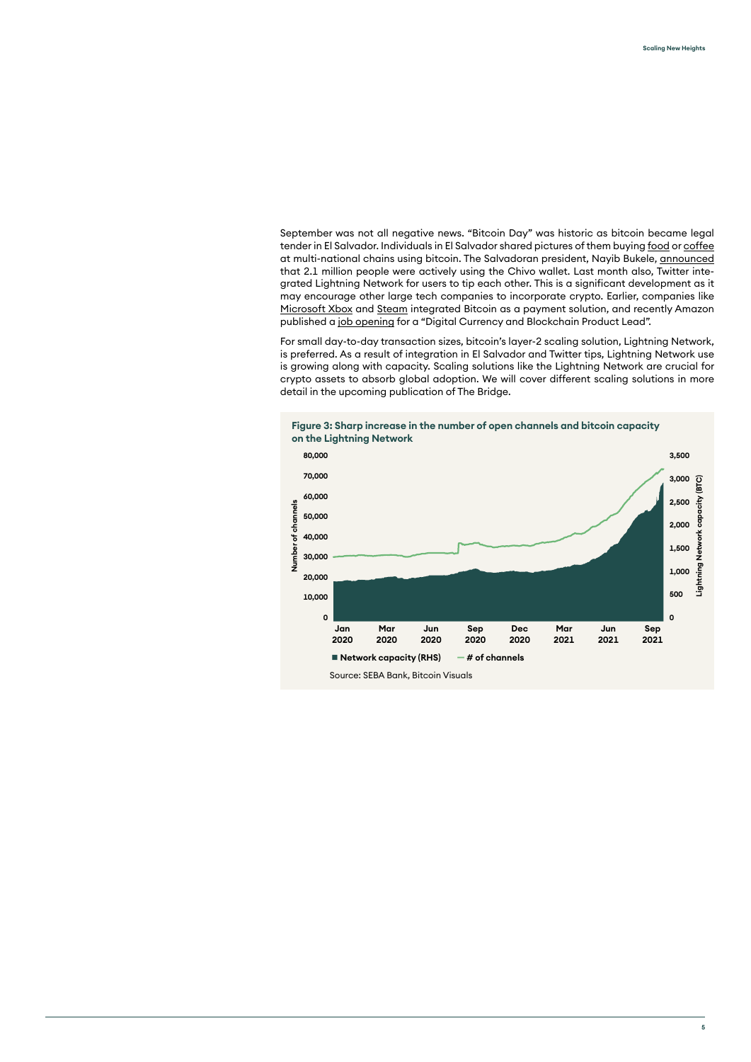September was not all negative news. "Bitcoin Day" was historic as bitcoin became legal tender in El Salvador. Individuals in El Salvador shared pictures of them buying food or coffee at multi-national chains using bitcoin. The Salvadoran president, Nayib Bukele, announced that 2.1 million people were actively using the Chivo wallet. Last month also, Twitter integrated Lightning Network for users to tip each other. This is a significant development as it may encourage other large tech companies to incorporate crypto. Earlier, companies like Microsoft Xbox and Steam integrated Bitcoin as a payment solution, and recently Amazon published a job opening for a "Digital Currency and Blockchain Product Lead".

For small day-to-day transaction sizes, bitcoin's layer-2 scaling solution, Lightning Network, is preferred. As a result of integration in El Salvador and Twitter tips, Lightning Network use is growing along with capacity. Scaling solutions like the Lightning Network are crucial for crypto assets to absorb global adoption. We will cover different scaling solutions in more detail in the upcoming publication of The Bridge.

**Figure 3: Sharp increase in the number of open channels and bitcoin capacity on the Lightning Network**

Source: SEBA Bank, Bitcoin Visuals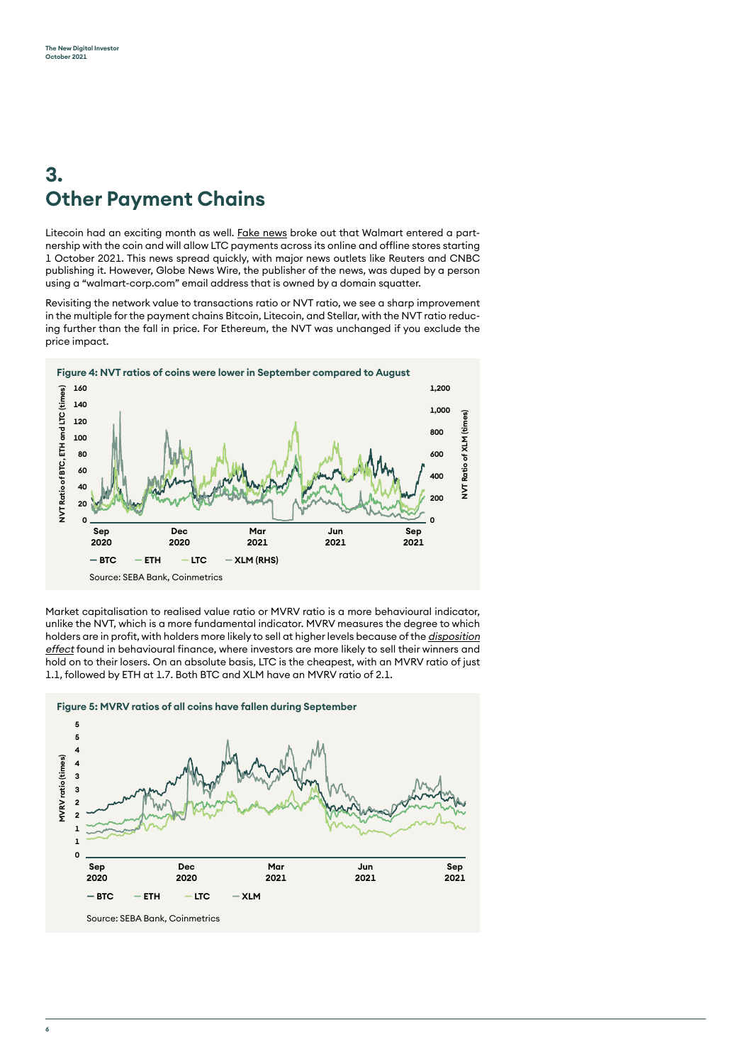# 3.
# Other Payment Chains

Litecoin had an exciting month as well. Fake news broke out that Walmart entered a partnership with the coin and will allow LTC payments across its online and offline stores starting 1 October 2021. This news spread quickly, with major news outlets like Reuters and CNBC publishing it. However, Globe News Wire, the publisher of the news, was duped by a person using a "walmart-corp.com" email address that is owned by a domain squatter.

Revisiting the network value to transactions ratio or NVT ratio, we see a sharp improvement in the multiple for the payment chains Bitcoin, Litecoin, and Stellar, with the NVT ratio reducing further than the fall in price. For Ethereum, the NVT was unchanged if you exclude the price impact.

**Figure 4: NVT ratios of coins were lower in September compared to August**

Source: SEBA Bank, Coinmetrics

Market capitalisation to realised value ratio or MVRV ratio is a more behavioural indicator, unlike the NVT, which is a more fundamental indicator. MVRV measures the degree to which holders are in profit, with holders more likely to sell at higher levels because of the *disposition effect* found in behavioural finance, where investors are more likely to sell their winners and hold on to their losers. On an absolute basis, LTC is the cheapest, with an MVRV ratio of just 1.1, followed by ETH at 1.7. Both BTC and XLM have an MVRV ratio of 2.1.

**Figure 5: MVRV ratios of all coins have fallen during September**

Source: SEBA Bank, Coinmetrics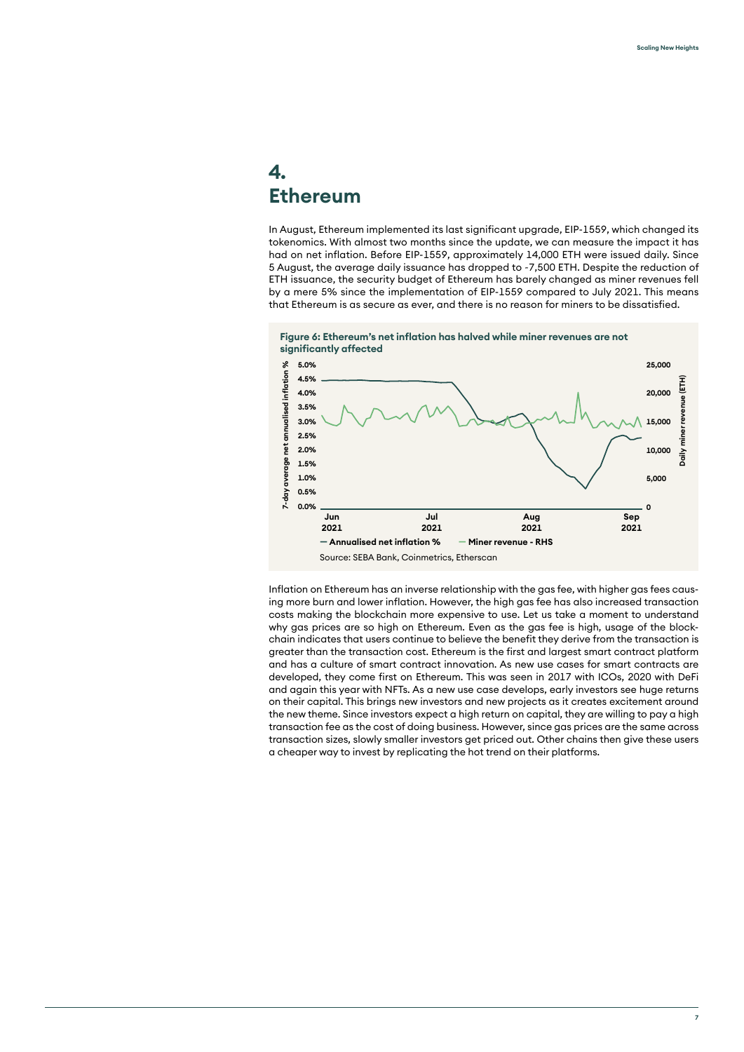# 4. Ethereum

In August, Ethereum implemented its last significant upgrade, EIP-1559, which changed its tokenomics. With almost two months since the update, we can measure the impact it has had on net inflation. Before EIP-1559, approximately 14,000 ETH were issued daily. Since 5 August, the average daily issuance has dropped to ~7,500 ETH. Despite the reduction of ETH issuance, the security budget of Ethereum has barely changed as miner revenues fell by a mere 5% since the implementation of EIP-1559 compared to July 2021. This means that Ethereum is as secure as ever, and there is no reason for miners to be dissatisfied.

**Figure 6: Ethereum's net inflation has halved while miner revenues are not significantly affected**

Source: SEBA Bank, Coinmetrics, Etherscan

Inflation on Ethereum has an inverse relationship with the gas fee, with higher gas fees causing more burn and lower inflation. However, the high gas fee has also increased transaction costs making the blockchain more expensive to use. Let us take a moment to understand why gas prices are so high on Ethereum. Even as the gas fee is high, usage of the blockchain indicates that users continue to believe the benefit they derive from the transaction is greater than the transaction cost. Ethereum is the first and largest smart contract platform and has a culture of smart contract innovation. As new use cases for smart contracts are developed, they come first on Ethereum. This was seen in 2017 with ICOs, 2020 with DeFi and again this year with NFTs. As a new use case develops, early investors see huge returns on their capital. This brings new investors and new projects as it creates excitement around the new theme. Since investors expect a high return on capital, they are willing to pay a high transaction fee as the cost of doing business. However, since gas prices are the same across transaction sizes, slowly smaller investors get priced out. Other chains then give these users a cheaper way to invest by replicating the hot trend on their platforms.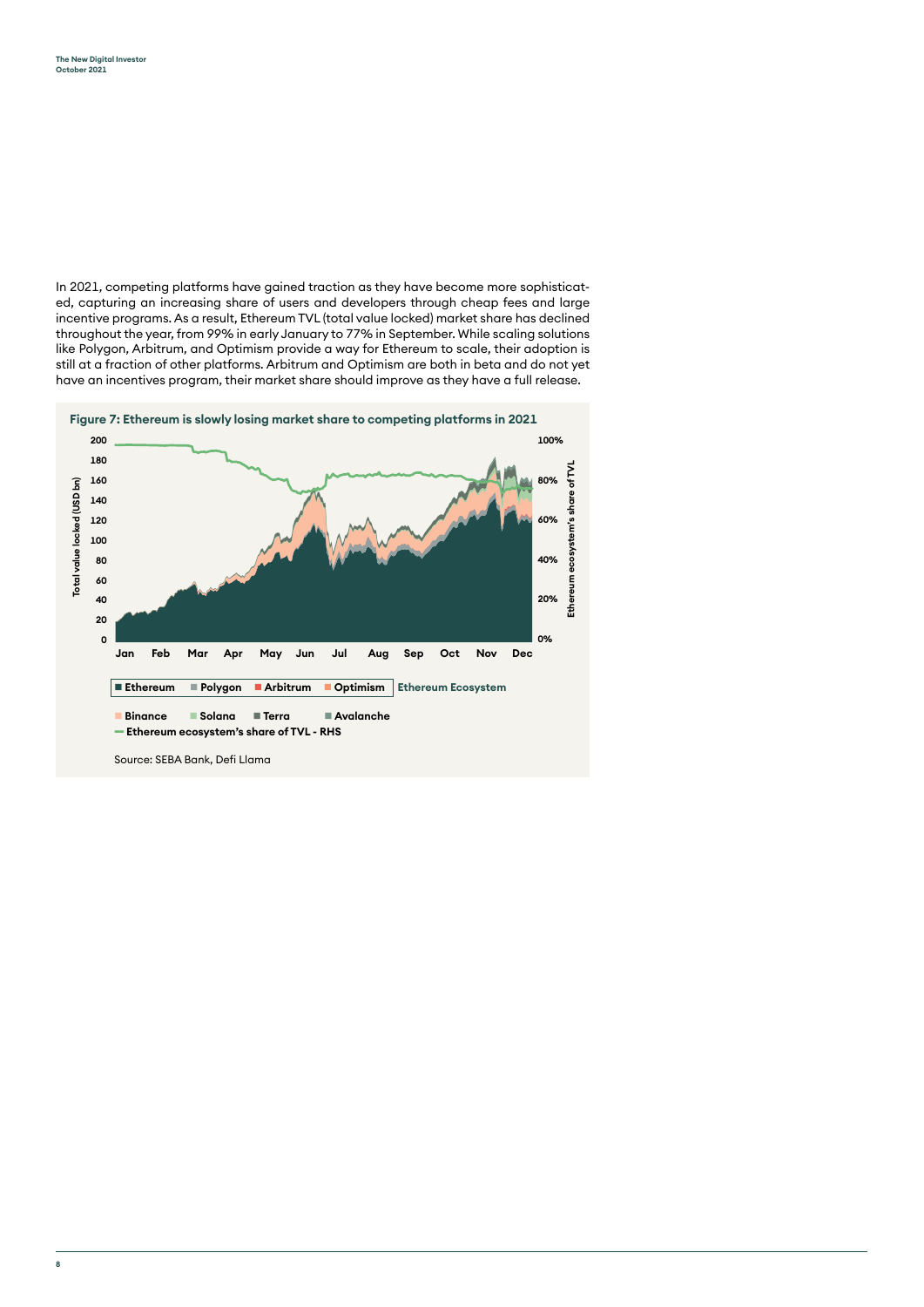In 2021, competing platforms have gained traction as they have become more sophisticated, capturing an increasing share of users and developers through cheap fees and large incentive programs. As a result, Ethereum TVL (total value locked) market share has declined throughout the year, from 99% in early January to 77% in September. While scaling solutions like Polygon, Arbitrum, and Optimism provide a way for Ethereum to scale, their adoption is still at a fraction of other platforms. Arbitrum and Optimism are both in beta and do not yet have an incentives program, their market share should improve as they have a full release.

**Figure 7: Ethereum is slowly losing market share to competing platforms in 2021**

Source: SEBA Bank, Defi Llama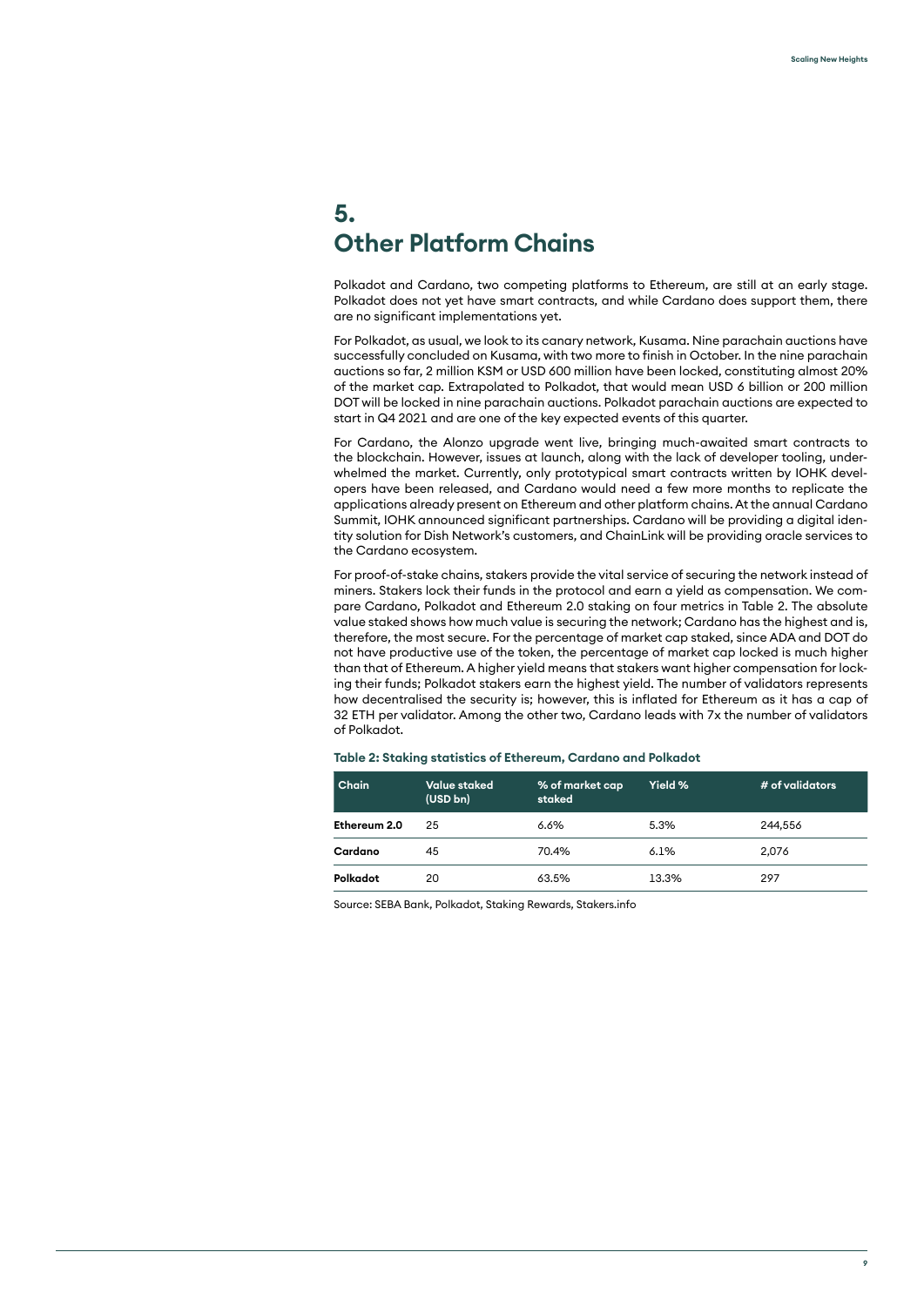# 5. Other Platform Chains

Polkadot and Cardano, two competing platforms to Ethereum, are still at an early stage. Polkadot does not yet have smart contracts, and while Cardano does support them, there are no significant implementations yet.

For Polkadot, as usual, we look to its canary network, Kusama. Nine parachain auctions have successfully concluded on Kusama, with two more to finish in October. In the nine parachain auctions so far, 2 million KSM or USD 600 million have been locked, constituting almost 20% of the market cap. Extrapolated to Polkadot, that would mean USD 6 billion or 200 million DOT will be locked in nine parachain auctions. Polkadot parachain auctions are expected to start in Q4 2021 and are one of the key expected events of this quarter.

For Cardano, the Alonzo upgrade went live, bringing much-awaited smart contracts to the blockchain. However, issues at launch, along with the lack of developer tooling, underwhelmed the market. Currently, only prototypical smart contracts written by IOHK developers have been released, and Cardano would need a few more months to replicate the applications already present on Ethereum and other platform chains. At the annual Cardano Summit, IOHK announced significant partnerships. Cardano will be providing a digital identity solution for Dish Network's customers, and ChainLink will be providing oracle services to the Cardano ecosystem.

For proof-of-stake chains, stakers provide the vital service of securing the network instead of miners. Stakers lock their funds in the protocol and earn a yield as compensation. We compare Cardano, Polkadot and Ethereum 2.0 staking on four metrics in Table 2. The absolute value staked shows how much value is securing the network; Cardano has the highest and is, therefore, the most secure. For the percentage of market cap staked, since ADA and DOT do not have productive use of the token, the percentage of market cap locked is much higher than that of Ethereum. A higher yield means that stakers want higher compensation for locking their funds; Polkadot stakers earn the highest yield. The number of validators represents how decentralised the security is; however, this is inflated for Ethereum as it has a cap of 32 ETH per validator. Among the other two, Cardano leads with 7x the number of validators of Polkadot.

**Table 2: Staking statistics of Ethereum, Cardano and Polkadot**

| Chain | Value staked (USD bn) | % of market cap staked | Yield % | # of validators |
|---|---|---|---|---|
| **Ethereum 2.0** | 25 | 6.6% | 5.3% | 244,556 |
| **Cardano** | 45 | 70.4% | 6.1% | 2,076 |
| **Polkadot** | 20 | 63.5% | 13.3% | 297 |

Source: SEBA Bank, Polkadot, Staking Rewards, Stakers.info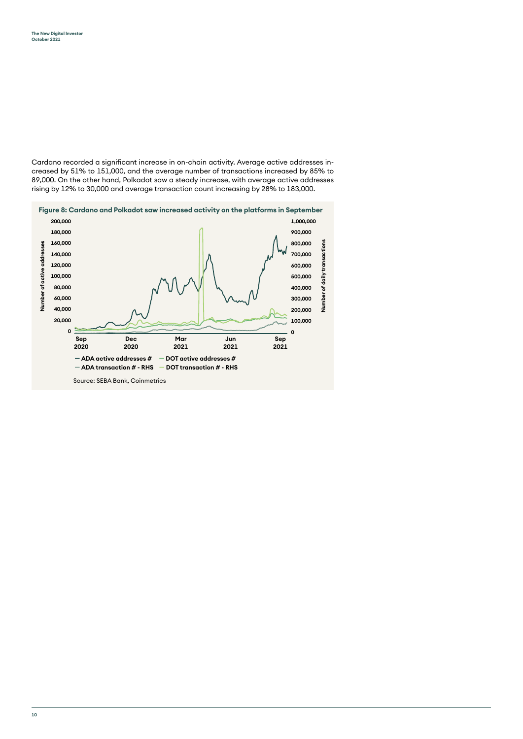Cardano recorded a significant increase in on-chain activity. Average active addresses increased by 51% to 151,000, and the average number of transactions increased by 85% to 89,000. On the other hand, Polkadot saw a steady increase, with average active addresses rising by 12% to 30,000 and average transaction count increasing by 28% to 183,000.

**Figure 8: Cardano and Polkadot saw increased activity on the platforms in September**

Source: SEBA Bank, Coinmetrics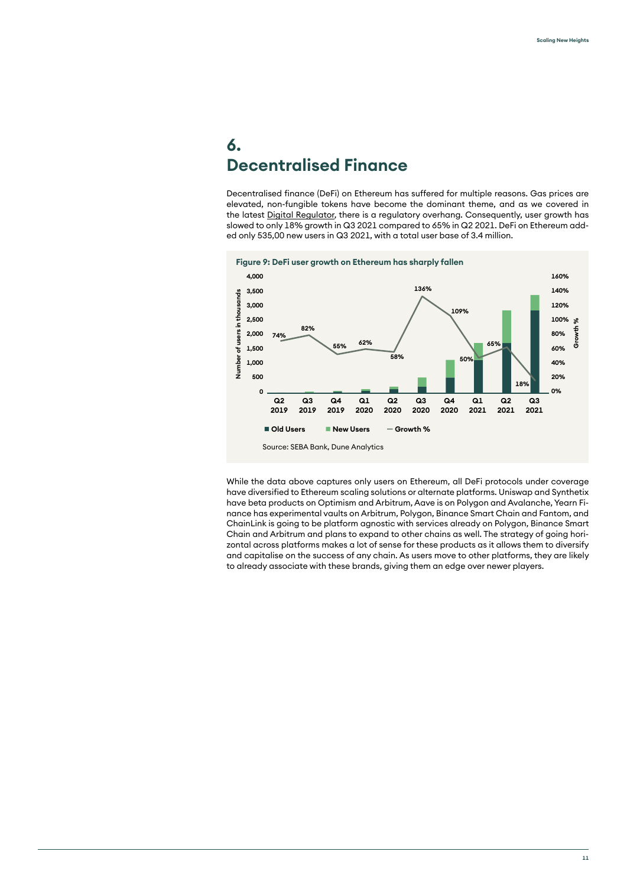# 6. Decentralised Finance

Decentralised finance (DeFi) on Ethereum has suffered for multiple reasons. Gas prices are elevated, non-fungible tokens have become the dominant theme, and as we covered in the latest Digital Regulator, there is a regulatory overhang. Consequently, user growth has slowed to only 18% growth in Q3 2021 compared to 65% in Q2 2021. DeFi on Ethereum added only 535,00 new users in Q3 2021, with a total user base of 3.4 million.

**Figure 9: DeFi user growth on Ethereum has sharply fallen**

Source: SEBA Bank, Dune Analytics

While the data above captures only users on Ethereum, all DeFi protocols under coverage have diversified to Ethereum scaling solutions or alternate platforms. Uniswap and Synthetix have beta products on Optimism and Arbitrum, Aave is on Polygon and Avalanche, Yearn Finance has experimental vaults on Arbitrum, Polygon, Binance Smart Chain and Fantom, and ChainLink is going to be platform agnostic with services already on Polygon, Binance Smart Chain and Arbitrum and plans to expand to other chains as well. The strategy of going horizontal across platforms makes a lot of sense for these products as it allows them to diversify and capitalise on the success of any chain. As users move to other platforms, they are likely to already associate with these brands, giving them an edge over newer players.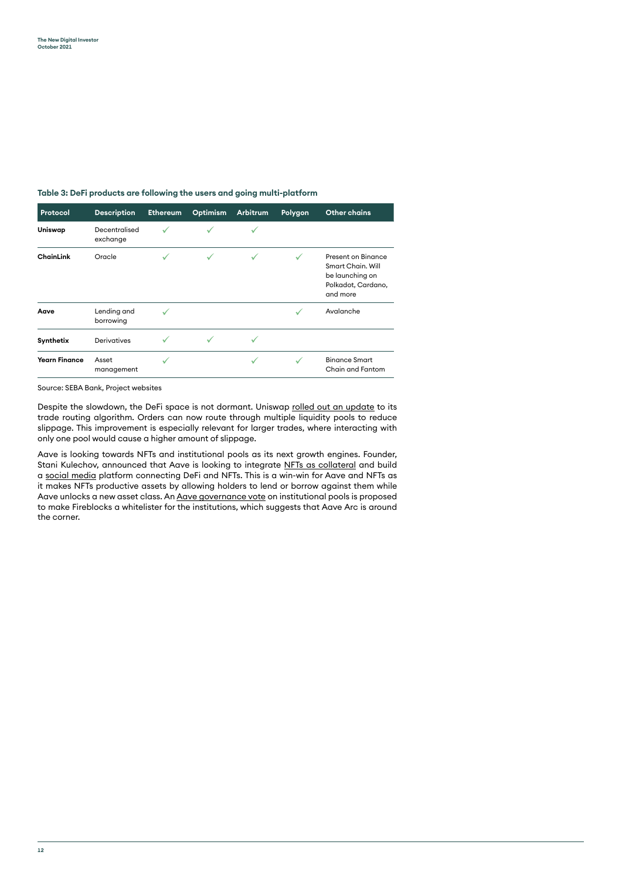**Table 3: DeFi products are following the users and going multi-platform**

| Protocol | Description | Ethereum | Optimism | Arbitrum | Polygon | Other chains |
|---|---|---|---|---|---|---|
| **Uniswap** | Decentralised exchange | ✓ | ✓ | ✓ | | |
| **ChainLink** | Oracle | ✓ | ✓ | ✓ | ✓ | Present on Binance Smart Chain. Will be launching on Polkadot, Cardano, and more |
| **Aave** | Lending and borrowing | ✓ | | | ✓ | Avalanche |
| **Synthetix** | Derivatives | ✓ | ✓ | ✓ | | |
| **Yearn Finance** | Asset management | ✓ | | ✓ | ✓ | Binance Smart Chain and Fantom |

Source: SEBA Bank, Project websites

Despite the slowdown, the DeFi space is not dormant. Uniswap rolled out an update to its trade routing algorithm. Orders can now route through multiple liquidity pools to reduce slippage. This improvement is especially relevant for larger trades, where interacting with only one pool would cause a higher amount of slippage.

Aave is looking towards NFTs and institutional pools as its next growth engines. Founder, Stani Kulechov, announced that Aave is looking to integrate NFTs as collateral and build a social media platform connecting DeFi and NFTs. This is a win-win for Aave and NFTs as it makes NFTs productive assets by allowing holders to lend or borrow against them while Aave unlocks a new asset class. An Aave governance vote on institutional pools is proposed to make Fireblocks a whitelister for the institutions, which suggests that Aave Arc is around the corner.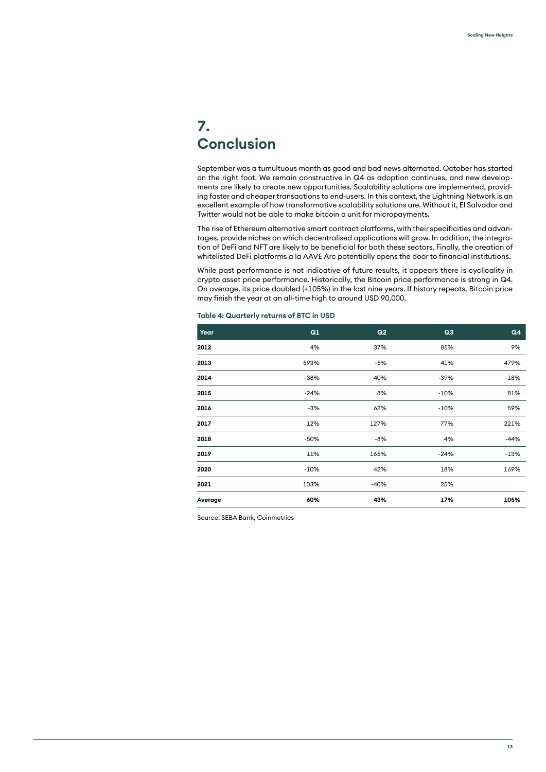# 7. Conclusion

September was a tumultuous month as good and bad news alternated. October has started on the right foot. We remain constructive in Q4 as adoption continues, and new developments are likely to create new opportunities. Scalability solutions are implemented, providing faster and cheaper transactions to end-users. In this context, the Lightning Network is an excellent example of how transformative scalability solutions are. Without it, El Salvador and Twitter would not be able to make bitcoin a unit for micropayments.

The rise of Ethereum alternative smart contract platforms, with their specificities and advantages, provide niches on which decentralised applications will grow. In addition, the integration of DeFi and NFT are likely to be beneficial for both these sectors. Finally, the creation of whitelisted DeFi platforms a la AAVE Arc potentially opens the door to financial institutions.

While past performance is not indicative of future results, it appears there is cyclicality in crypto asset price performance. Historically, the Bitcoin price performance is strong in Q4. On average, its price doubled (+105%) in the last nine years. If history repeats, Bitcoin price may finish the year at an all-time high to around USD 90,000.

**Table 4: Quarterly returns of BTC in USD**

| Year | Q1 | Q2 | Q3 | Q4 |
|---|---|---|---|---|
| **2012** | 4% | 37% | 85% | 9% |
| **2013** | 593% | -5% | 41% | 479% |
| **2014** | -38% | 40% | -39% | -18% |
| **2015** | -24% | 8% | -10% | 81% |
| **2016** | -3% | 62% | -10% | 59% |
| **2017** | 12% | 127% | 77% | 221% |
| **2018** | -50% | -8% | 4% | -44% |
| **2019** | 11% | 165% | -24% | -13% |
| **2020** | -10% | 42% | 18% | 169% |
| **2021** | 103% | -40% | 25% | |
| **Average** | **60%** | **43%** | **17%** | **105%** |

Source: SEBA Bank, Coinmetrics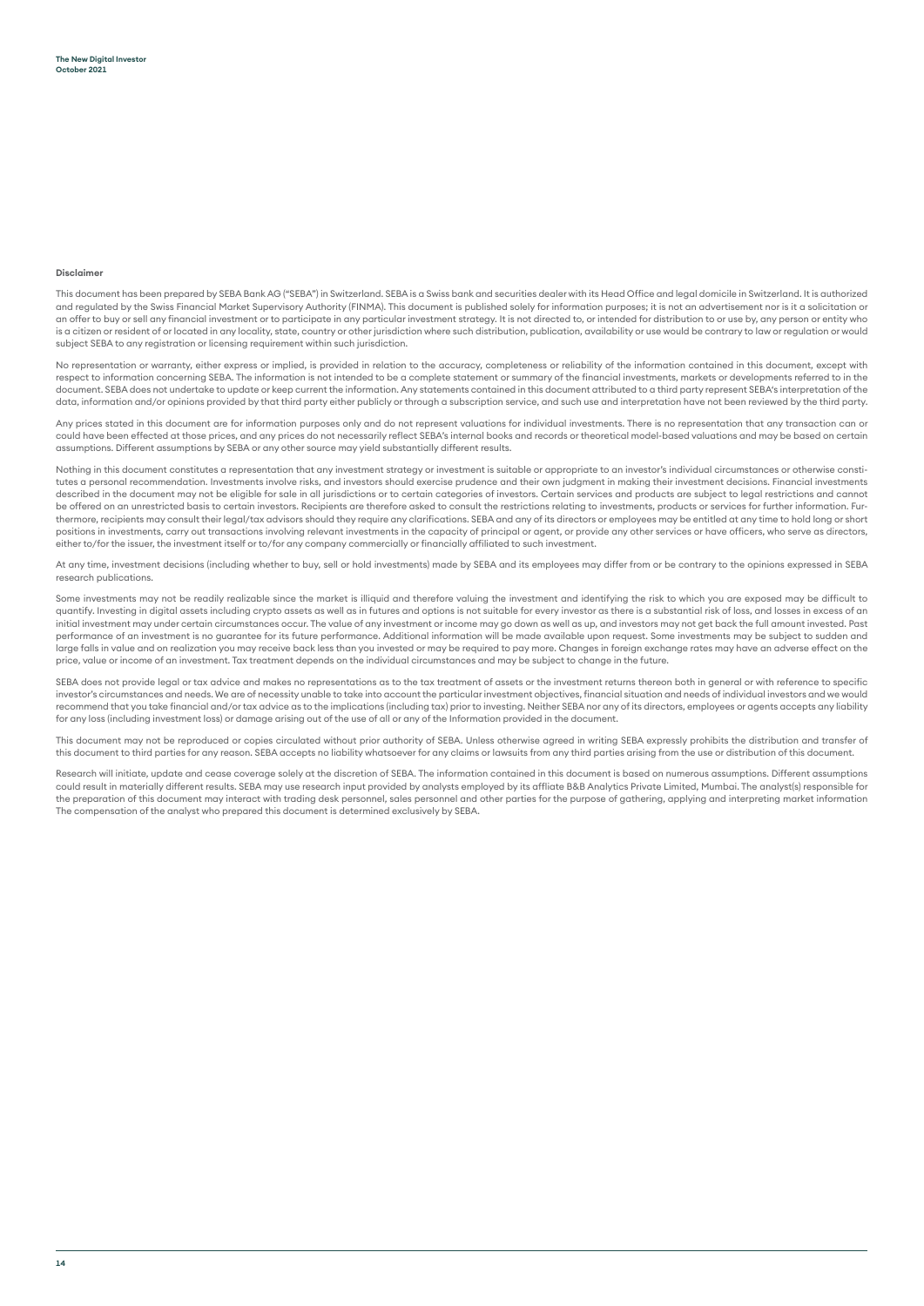**Disclaimer**

This document has been prepared by SEBA Bank AG ("SEBA") in Switzerland. SEBA is a Swiss bank and securities dealer with its Head Office and legal domicile in Switzerland. It is authorized and regulated by the Swiss Financial Market Supervisory Authority (FINMA). This document is published solely for information purposes; it is not an advertisement nor is it a solicitation or an offer to buy or sell any financial investment or to participate in any particular investment strategy. It is not directed to, or intended for distribution to or use by, any person or entity who is a citizen or resident of or located in any locality, state, country or other jurisdiction where such distribution, publication, availability or use would be contrary to law or regulation or would subject SEBA to any registration or licensing requirement within such jurisdiction.

No representation or warranty, either express or implied, is provided in relation to the accuracy, completeness or reliability of the information contained in this document, except with respect to information concerning SEBA. The information is not intended to be a complete statement or summary of the financial investments, markets or developments referred to in the document. SEBA does not undertake to update or keep current the information. Any statements contained in this document attributed to a third party represent SEBA's interpretation of the data, information and/or opinions provided by that third party either publicly or through a subscription service, and such use and interpretation have not been reviewed by the third party.

Any prices stated in this document are for information purposes only and do not represent valuations for individual investments. There is no representation that any transaction can or could have been effected at those prices, and any prices do not necessarily reflect SEBA's internal books and records or theoretical model-based valuations and may be based on certain assumptions. Different assumptions by SEBA or any other source may yield substantially different results.

Nothing in this document constitutes a representation that any investment strategy or investment is suitable or appropriate to an investor's individual circumstances or otherwise constitutes a personal recommendation. Investments involve risks, and investors should exercise prudence and their own judgment in making their investment decisions. Financial investments described in the document may not be eligible for sale in all jurisdictions or to certain categories of investors. Certain services and products are subject to legal restrictions and cannot be offered on an unrestricted basis to certain investors. Recipients are therefore asked to consult the restrictions relating to investments, products or services for further information. Furthermore, recipients may consult their legal/tax advisors should they require any clarifications. SEBA and any of its directors or employees may be entitled at any time to hold long or short positions in investments, carry out transactions involving relevant investments in the capacity of principal or agent, or provide any other services or have officers, who serve as directors, either to/for the issuer, the investment itself or to/for any company commercially or financially affiliated to such investment.

At any time, investment decisions (including whether to buy, sell or hold investments) made by SEBA and its employees may differ from or be contrary to the opinions expressed in SEBA research publications.

Some investments may not be readily realizable since the market is illiquid and therefore valuing the investment and identifying the risk to which you are exposed may be difficult to quantify. Investing in digital assets including crypto assets as well as in futures and options is not suitable for every investor as there is a substantial risk of loss, and losses in excess of an initial investment may under certain circumstances occur. The value of any investment or income may go down as well as up, and investors may not get back the full amount invested. Past performance of an investment is no guarantee for its future performance. Additional information will be made available upon request. Some investments may be subject to sudden and large falls in value and on realization you may receive back less than you invested or may be required to pay more. Changes in foreign exchange rates may have an adverse effect on the price, value or income of an investment. Tax treatment depends on the individual circumstances and may be subject to change in the future.

SEBA does not provide legal or tax advice and makes no representations as to the tax treatment of assets or the investment returns thereon both in general or with reference to specific investor's circumstances and needs. We are of necessity unable to take into account the particular investment objectives, financial situation and needs of individual investors and we would recommend that you take financial and/or tax advice as to the implications (including tax) prior to investing. Neither SEBA nor any of its directors, employees or agents accepts any liability for any loss (including investment loss) or damage arising out of the use of all or any of the Information provided in the document.

This document may not be reproduced or copies circulated without prior authority of SEBA. Unless otherwise agreed in writing SEBA expressly prohibits the distribution and transfer of this document to third parties for any reason. SEBA accepts no liability whatsoever for any claims or lawsuits from any third parties arising from the use or distribution of this document.

Research will initiate, update and cease coverage solely at the discretion of SEBA. The information contained in this document is based on numerous assumptions. Different assumptions could result in materially different results. SEBA may use research input provided by analysts employed by its affliate B&B Analytics Private Limited, Mumbai. The analyst(s) responsible for the preparation of this document may interact with trading desk personnel, sales personnel and other parties for the purpose of gathering, applying and interpreting market information The compensation of the analyst who prepared this document is determined exclusively by SEBA.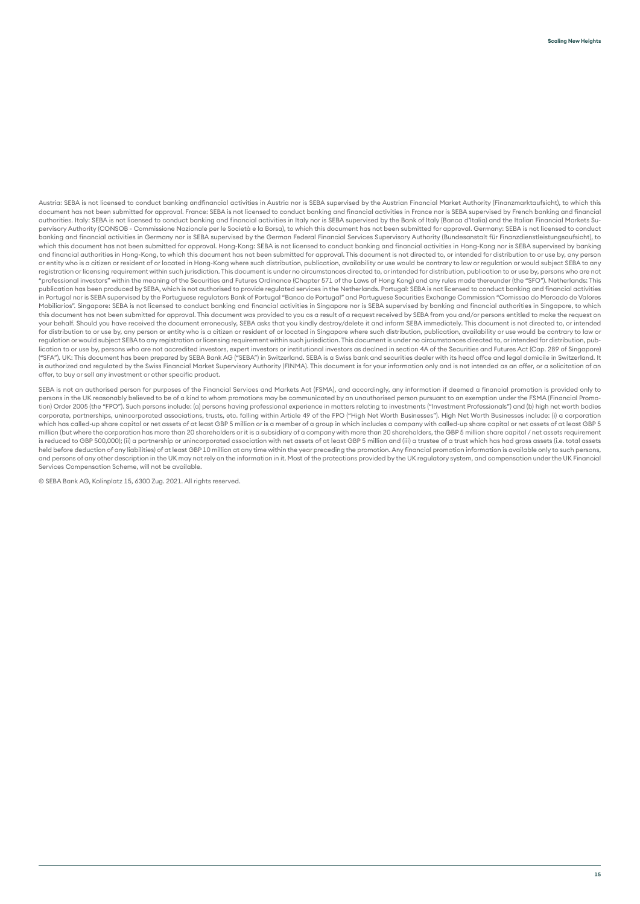Austria: SEBA is not licensed to conduct banking andfinancial activities in Austria nor is SEBA supervised by the Austrian Financial Market Authority (Finanzmarktaufsicht), to which this document has not been submitted for approval. France: SEBA is not licensed to conduct banking and financial activities in France nor is SEBA supervised by French banking and financial authorities. Italy: SEBA is not licensed to conduct banking and financial activities in Italy nor is SEBA supervised by the Bank of Italy (Banca d'Italia) and the Italian Financial Markets Supervisory Authority (CONSOB - Commissione Nazionale per le Società e la Borsa), to which this document has not been submitted for approval. Germany: SEBA is not licensed to conduct banking and financial activities in Germany nor is SEBA supervised by the German Federal Financial Services Supervisory Authority (Bundesanstalt für Finanzdienstleistungsaufsicht), to which this document has not been submitted for approval. Hong-Kong: SEBA is not licensed to conduct banking and financial activities in Hong-Kong nor is SEBA supervised by banking and financial authorities in Hong-Kong, to which this document has not been submitted for approval. This document is not directed to, or intended for distribution to or use by, any person or entity who is a citizen or resident of or located in Hong-Kong where such distribution, publication, availability or use would be contrary to law or regulation or would subject SEBA to any registration or licensing requirement within such jurisdiction. This document is under no circumstances directed to, or intended for distribution, publication to or use by, persons who are not "professional investors" within the meaning of the Securities and Futures Ordinance (Chapter 571 of the Laws of Hong Kong) and any rules made thereunder (the "SFO"). Netherlands: This publication has been produced by SEBA, which is not authorised to provide regulated services in the Netherlands. Portugal: SEBA is not licensed to conduct banking and financial activities in Portugal nor is SEBA supervised by the Portuguese regulators Bank of Portugal "Banco de Portugal" and Portuguese Securities Exchange Commission "Comissao do Mercado de Valores Mobiliarios". Singapore: SEBA is not licensed to conduct banking and financial activities in Singapore nor is SEBA supervised by banking and financial authorities in Singapore, to which this document has not been submitted for approval. This document was provided to you as a result of a request received by SEBA from you and/or persons entitled to make the request on your behalf. Should you have received the document erroneously, SEBA asks that you kindly destroy/delete it and inform SEBA immediately. This document is not directed to, or intended for distribution to or use by, any person or entity who is a citizen or resident of or located in Singapore where such distribution, publication, availability or use would be contrary to law or regulation or would subject SEBA to any registration or licensing requirement within such jurisdiction. This document is under no circumstances directed to, or intended for distribution, publication to or use by, persons who are not accredited investors, expert investors or institutional investors as declned in section 4A of the Securities and Futures Act (Cap. 289 of Singapore) ("SFA"). UK: This document has been prepared by SEBA Bank AG ("SEBA") in Switzerland. SEBA is a Swiss bank and securities dealer with its head offce and legal domicile in Switzerland. It is authorized and regulated by the Swiss Financial Market Supervisory Authority (FINMA). This document is for your information only and is not intended as an offer, or a solicitation of an offer, to buy or sell any investment or other specific product.

SEBA is not an authorised person for purposes of the Financial Services and Markets Act (FSMA), and accordingly, any information if deemed a financial promotion is provided only to persons in the UK reasonably believed to be of a kind to whom promotions may be communicated by an unauthorised person pursuant to an exemption under the FSMA (Financial Promotion) Order 2005 (the "FPO"). Such persons include: (a) persons having professional experience in matters relating to investments ("Investment Professionals") and (b) high net worth bodies corporate, partnerships, unincorporated associations, trusts, etc. falling within Article 49 of the FPO ("High Net Worth Businesses"). High Net Worth Businesses include: (i) a corporation which has called-up share capital or net assets of at least GBP 5 million or is a member of a group in which includes a company with called-up share capital or net assets of at least GBP 5 million (but where the corporation has more than 20 shareholders or it is a subsidiary of a company with more than 20 shareholders, the GBP 5 million share capital / net assets requirement is reduced to GBP 500,000); (ii) a partnership or unincorporated association with net assets of at least GBP 5 million and (iii) a trustee of a trust which has had gross assets (i.e. total assets held before deduction of any liabilities) of at least GBP 10 million at any time within the year preceding the promotion. Any financial promotion information is available only to such persons, and persons of any other description in the UK may not rely on the information in it. Most of the protections provided by the UK regulatory system, and compensation under the UK Financial Services Compensation Scheme, will not be available.

© SEBA Bank AG, Kolinplatz 15, 6300 Zug. 2021. All rights reserved.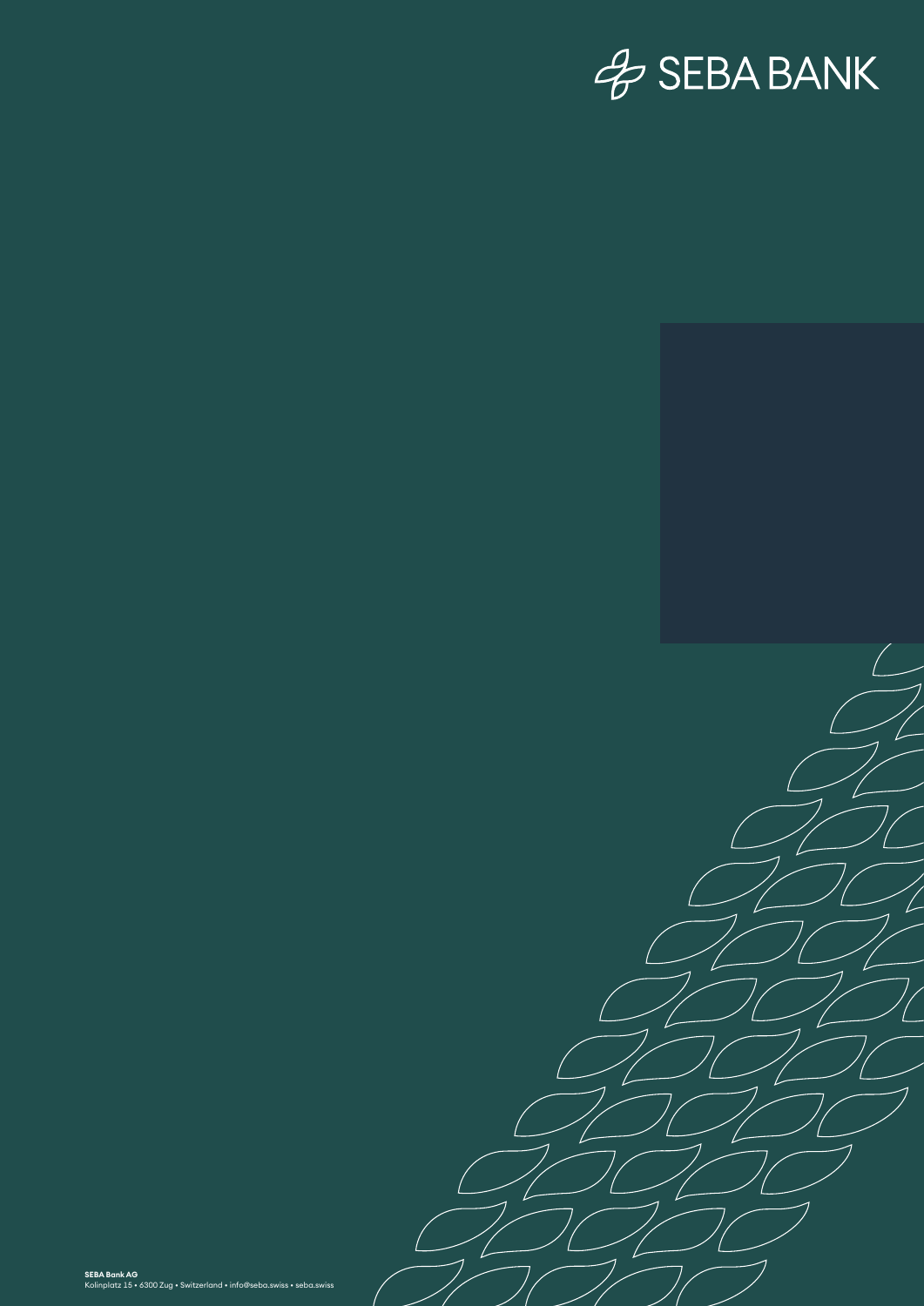SEBA BANK

**SEBA Bank AG**
Kolinplatz 15 • 6300 Zug • Switzerland • info@seba.swiss • seba.swiss